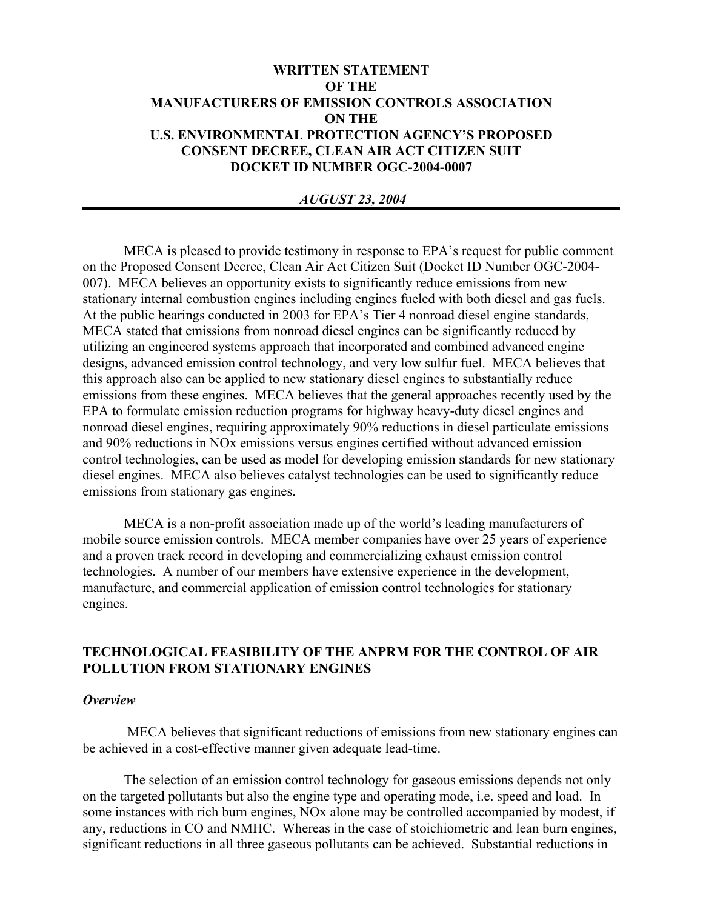**WRITTEN STATEMENT**
**OF THE**
**MANUFACTURERS OF EMISSION CONTROLS ASSOCIATION**
**ON THE**
**U.S. ENVIRONMENTAL PROTECTION AGENCY'S PROPOSED**
**CONSENT DECREE, CLEAN AIR ACT CITIZEN SUIT**
**DOCKET ID NUMBER OGC-2004-0007**

***AUGUST 23, 2004***

---

MECA is pleased to provide testimony in response to EPA's request for public comment on the Proposed Consent Decree, Clean Air Act Citizen Suit (Docket ID Number OGC-2004-007). MECA believes an opportunity exists to significantly reduce emissions from new stationary internal combustion engines including engines fueled with both diesel and gas fuels. At the public hearings conducted in 2003 for EPA's Tier 4 nonroad diesel engine standards, MECA stated that emissions from nonroad diesel engines can be significantly reduced by utilizing an engineered systems approach that incorporated and combined advanced engine designs, advanced emission control technology, and very low sulfur fuel. MECA believes that this approach also can be applied to new stationary diesel engines to substantially reduce emissions from these engines. MECA believes that the general approaches recently used by the EPA to formulate emission reduction programs for highway heavy-duty diesel engines and nonroad diesel engines, requiring approximately 90% reductions in diesel particulate emissions and 90% reductions in NOx emissions versus engines certified without advanced emission control technologies, can be used as model for developing emission standards for new stationary diesel engines. MECA also believes catalyst technologies can be used to significantly reduce emissions from stationary gas engines.

MECA is a non-profit association made up of the world's leading manufacturers of mobile source emission controls. MECA member companies have over 25 years of experience and a proven track record in developing and commercializing exhaust emission control technologies. A number of our members have extensive experience in the development, manufacture, and commercial application of emission control technologies for stationary engines.

## TECHNOLOGICAL FEASIBILITY OF THE ANPRM FOR THE CONTROL OF AIR POLLUTION FROM STATIONARY ENGINES

### *Overview*

MECA believes that significant reductions of emissions from new stationary engines can be achieved in a cost-effective manner given adequate lead-time.

The selection of an emission control technology for gaseous emissions depends not only on the targeted pollutants but also the engine type and operating mode, i.e. speed and load. In some instances with rich burn engines, NOx alone may be controlled accompanied by modest, if any, reductions in CO and NMHC. Whereas in the case of stoichiometric and lean burn engines, significant reductions in all three gaseous pollutants can be achieved. Substantial reductions in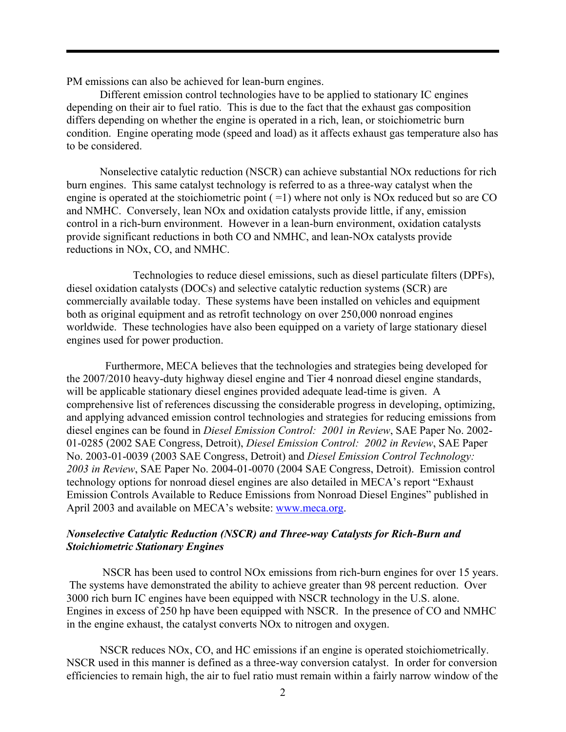PM emissions can also be achieved for lean-burn engines.

Different emission control technologies have to be applied to stationary IC engines depending on their air to fuel ratio. This is due to the fact that the exhaust gas composition differs depending on whether the engine is operated in a rich, lean, or stoichiometric burn condition. Engine operating mode (speed and load) as it affects exhaust gas temperature also has to be considered.

Nonselective catalytic reduction (NSCR) can achieve substantial NOx reductions for rich burn engines. This same catalyst technology is referred to as a three-way catalyst when the engine is operated at the stoichiometric point ( =1) where not only is NOx reduced but so are CO and NMHC. Conversely, lean NOx and oxidation catalysts provide little, if any, emission control in a rich-burn environment. However in a lean-burn environment, oxidation catalysts provide significant reductions in both CO and NMHC, and lean-NOx catalysts provide reductions in NOx, CO, and NMHC.

Technologies to reduce diesel emissions, such as diesel particulate filters (DPFs), diesel oxidation catalysts (DOCs) and selective catalytic reduction systems (SCR) are commercially available today. These systems have been installed on vehicles and equipment both as original equipment and as retrofit technology on over 250,000 nonroad engines worldwide. These technologies have also been equipped on a variety of large stationary diesel engines used for power production.

Furthermore, MECA believes that the technologies and strategies being developed for the 2007/2010 heavy-duty highway diesel engine and Tier 4 nonroad diesel engine standards, will be applicable stationary diesel engines provided adequate lead-time is given. A comprehensive list of references discussing the considerable progress in developing, optimizing, and applying advanced emission control technologies and strategies for reducing emissions from diesel engines can be found in *Diesel Emission Control: 2001 in Review*, SAE Paper No. 2002-01-0285 (2002 SAE Congress, Detroit), *Diesel Emission Control: 2002 in Review*, SAE Paper No. 2003-01-0039 (2003 SAE Congress, Detroit) and *Diesel Emission Control Technology: 2003 in Review*, SAE Paper No. 2004-01-0070 (2004 SAE Congress, Detroit). Emission control technology options for nonroad diesel engines are also detailed in MECA's report "Exhaust Emission Controls Available to Reduce Emissions from Nonroad Diesel Engines" published in April 2003 and available on MECA's website: www.meca.org.

### *Nonselective Catalytic Reduction (NSCR) and Three-way Catalysts for Rich-Burn and Stoichiometric Stationary Engines*

NSCR has been used to control NOx emissions from rich-burn engines for over 15 years. The systems have demonstrated the ability to achieve greater than 98 percent reduction. Over 3000 rich burn IC engines have been equipped with NSCR technology in the U.S. alone. Engines in excess of 250 hp have been equipped with NSCR. In the presence of CO and NMHC in the engine exhaust, the catalyst converts NOx to nitrogen and oxygen.

NSCR reduces NOx, CO, and HC emissions if an engine is operated stoichiometrically. NSCR used in this manner is defined as a three-way conversion catalyst. In order for conversion efficiencies to remain high, the air to fuel ratio must remain within a fairly narrow window of the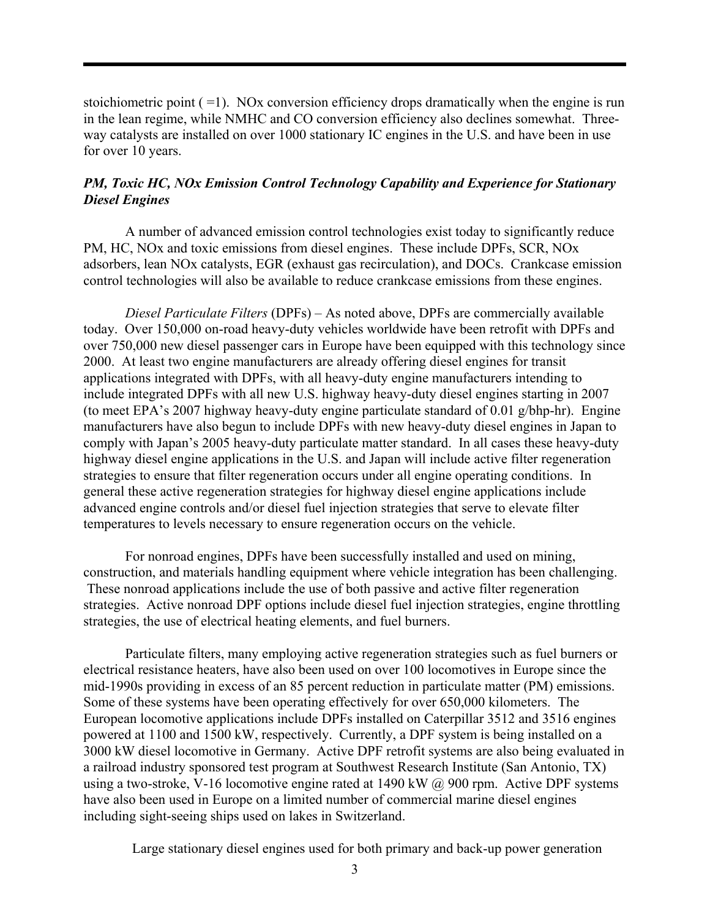stoichiometric point ( =1). NOx conversion efficiency drops dramatically when the engine is run in the lean regime, while NMHC and CO conversion efficiency also declines somewhat. Three-way catalysts are installed on over 1000 stationary IC engines in the U.S. and have been in use for over 10 years.

### *PM, Toxic HC, NOx Emission Control Technology Capability and Experience for Stationary Diesel Engines*

A number of advanced emission control technologies exist today to significantly reduce PM, HC, NOx and toxic emissions from diesel engines. These include DPFs, SCR, NOx adsorbers, lean NOx catalysts, EGR (exhaust gas recirculation), and DOCs. Crankcase emission control technologies will also be available to reduce crankcase emissions from these engines.

*Diesel Particulate Filters* (DPFs) – As noted above, DPFs are commercially available today. Over 150,000 on-road heavy-duty vehicles worldwide have been retrofit with DPFs and over 750,000 new diesel passenger cars in Europe have been equipped with this technology since 2000. At least two engine manufacturers are already offering diesel engines for transit applications integrated with DPFs, with all heavy-duty engine manufacturers intending to include integrated DPFs with all new U.S. highway heavy-duty diesel engines starting in 2007 (to meet EPA's 2007 highway heavy-duty engine particulate standard of 0.01 g/bhp-hr). Engine manufacturers have also begun to include DPFs with new heavy-duty diesel engines in Japan to comply with Japan's 2005 heavy-duty particulate matter standard. In all cases these heavy-duty highway diesel engine applications in the U.S. and Japan will include active filter regeneration strategies to ensure that filter regeneration occurs under all engine operating conditions. In general these active regeneration strategies for highway diesel engine applications include advanced engine controls and/or diesel fuel injection strategies that serve to elevate filter temperatures to levels necessary to ensure regeneration occurs on the vehicle.

For nonroad engines, DPFs have been successfully installed and used on mining, construction, and materials handling equipment where vehicle integration has been challenging. These nonroad applications include the use of both passive and active filter regeneration strategies. Active nonroad DPF options include diesel fuel injection strategies, engine throttling strategies, the use of electrical heating elements, and fuel burners.

Particulate filters, many employing active regeneration strategies such as fuel burners or electrical resistance heaters, have also been used on over 100 locomotives in Europe since the mid-1990s providing in excess of an 85 percent reduction in particulate matter (PM) emissions. Some of these systems have been operating effectively for over 650,000 kilometers. The European locomotive applications include DPFs installed on Caterpillar 3512 and 3516 engines powered at 1100 and 1500 kW, respectively. Currently, a DPF system is being installed on a 3000 kW diesel locomotive in Germany. Active DPF retrofit systems are also being evaluated in a railroad industry sponsored test program at Southwest Research Institute (San Antonio, TX) using a two-stroke, V-16 locomotive engine rated at 1490 kW @ 900 rpm. Active DPF systems have also been used in Europe on a limited number of commercial marine diesel engines including sight-seeing ships used on lakes in Switzerland.

Large stationary diesel engines used for both primary and back-up power generation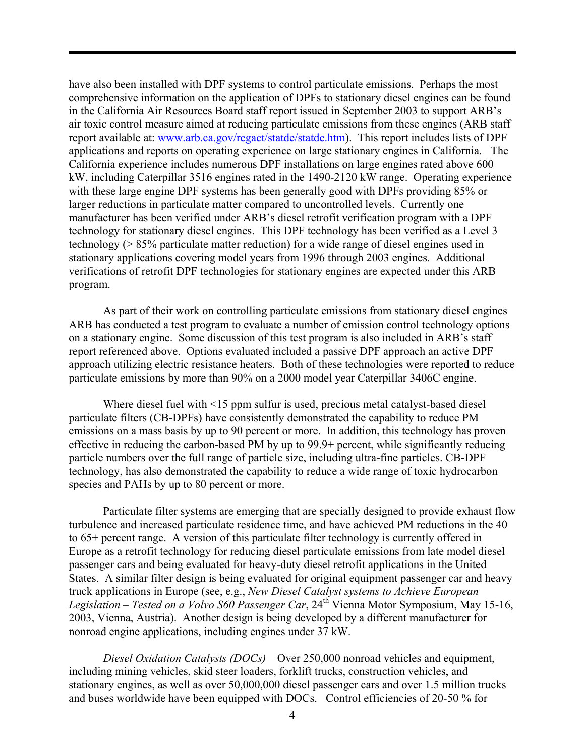have also been installed with DPF systems to control particulate emissions. Perhaps the most comprehensive information on the application of DPFs to stationary diesel engines can be found in the California Air Resources Board staff report issued in September 2003 to support ARB's air toxic control measure aimed at reducing particulate emissions from these engines (ARB staff report available at: [www.arb.ca.gov/regact/statde/statde.htm](www.arb.ca.gov/regact/statde/statde.htm)). This report includes lists of DPF applications and reports on operating experience on large stationary engines in California. The California experience includes numerous DPF installations on large engines rated above 600 kW, including Caterpillar 3516 engines rated in the 1490-2120 kW range. Operating experience with these large engine DPF systems has been generally good with DPFs providing 85% or larger reductions in particulate matter compared to uncontrolled levels. Currently one manufacturer has been verified under ARB's diesel retrofit verification program with a DPF technology for stationary diesel engines. This DPF technology has been verified as a Level 3 technology (> 85% particulate matter reduction) for a wide range of diesel engines used in stationary applications covering model years from 1996 through 2003 engines. Additional verifications of retrofit DPF technologies for stationary engines are expected under this ARB program.

As part of their work on controlling particulate emissions from stationary diesel engines ARB has conducted a test program to evaluate a number of emission control technology options on a stationary engine. Some discussion of this test program is also included in ARB's staff report referenced above. Options evaluated included a passive DPF approach an active DPF approach utilizing electric resistance heaters. Both of these technologies were reported to reduce particulate emissions by more than 90% on a 2000 model year Caterpillar 3406C engine.

Where diesel fuel with <15 ppm sulfur is used, precious metal catalyst-based diesel particulate filters (CB-DPFs) have consistently demonstrated the capability to reduce PM emissions on a mass basis by up to 90 percent or more. In addition, this technology has proven effective in reducing the carbon-based PM by up to 99.9+ percent, while significantly reducing particle numbers over the full range of particle size, including ultra-fine particles. CB-DPF technology, has also demonstrated the capability to reduce a wide range of toxic hydrocarbon species and PAHs by up to 80 percent or more.

Particulate filter systems are emerging that are specially designed to provide exhaust flow turbulence and increased particulate residence time, and have achieved PM reductions in the 40 to 65+ percent range. A version of this particulate filter technology is currently offered in Europe as a retrofit technology for reducing diesel particulate emissions from late model diesel passenger cars and being evaluated for heavy-duty diesel retrofit applications in the United States. A similar filter design is being evaluated for original equipment passenger car and heavy truck applications in Europe (see, e.g., *New Diesel Catalyst systems to Achieve European Legislation – Tested on a Volvo S60 Passenger Car*, 24th Vienna Motor Symposium, May 15-16, 2003, Vienna, Austria). Another design is being developed by a different manufacturer for nonroad engine applications, including engines under 37 kW.

*Diesel Oxidation Catalysts (DOCs)* – Over 250,000 nonroad vehicles and equipment, including mining vehicles, skid steer loaders, forklift trucks, construction vehicles, and stationary engines, as well as over 50,000,000 diesel passenger cars and over 1.5 million trucks and buses worldwide have been equipped with DOCs. Control efficiencies of 20-50 % for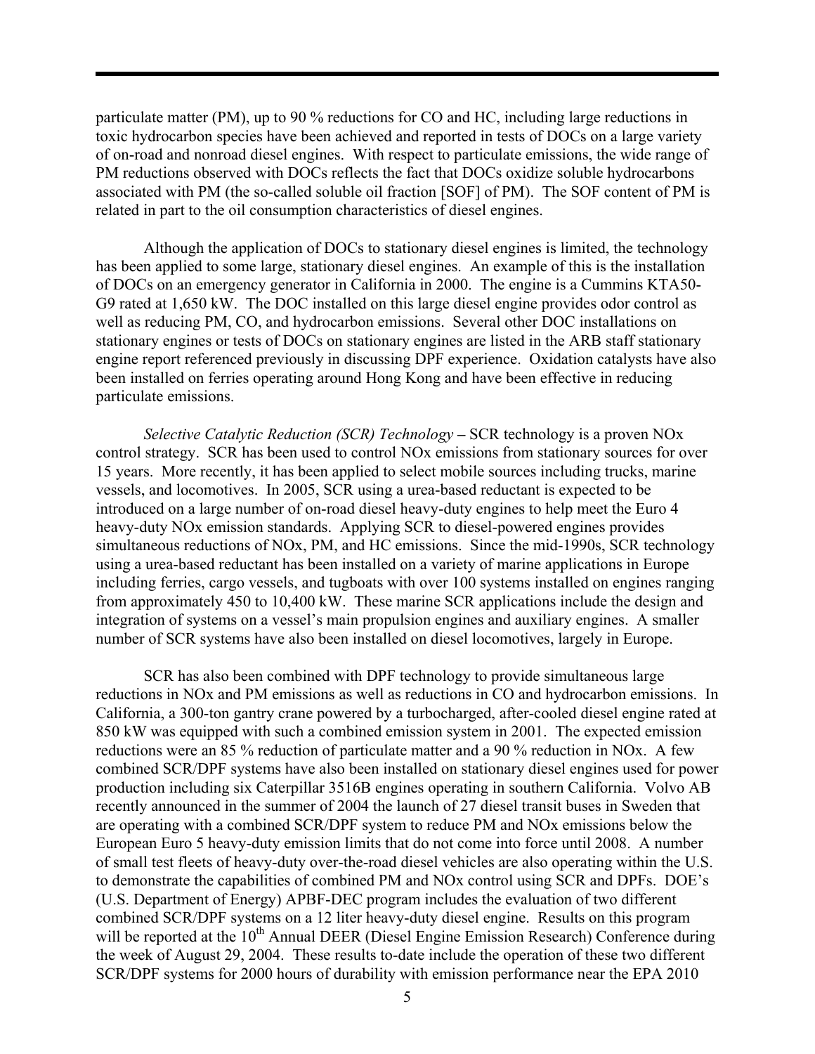particulate matter (PM), up to 90 % reductions for CO and HC, including large reductions in toxic hydrocarbon species have been achieved and reported in tests of DOCs on a large variety of on-road and nonroad diesel engines. With respect to particulate emissions, the wide range of PM reductions observed with DOCs reflects the fact that DOCs oxidize soluble hydrocarbons associated with PM (the so-called soluble oil fraction [SOF] of PM). The SOF content of PM is related in part to the oil consumption characteristics of diesel engines.

Although the application of DOCs to stationary diesel engines is limited, the technology has been applied to some large, stationary diesel engines. An example of this is the installation of DOCs on an emergency generator in California in 2000. The engine is a Cummins KTA50-G9 rated at 1,650 kW. The DOC installed on this large diesel engine provides odor control as well as reducing PM, CO, and hydrocarbon emissions. Several other DOC installations on stationary engines or tests of DOCs on stationary engines are listed in the ARB staff stationary engine report referenced previously in discussing DPF experience. Oxidation catalysts have also been installed on ferries operating around Hong Kong and have been effective in reducing particulate emissions.

*Selective Catalytic Reduction (SCR) Technology* **–** SCR technology is a proven NOx control strategy. SCR has been used to control NOx emissions from stationary sources for over 15 years. More recently, it has been applied to select mobile sources including trucks, marine vessels, and locomotives. In 2005, SCR using a urea-based reductant is expected to be introduced on a large number of on-road diesel heavy-duty engines to help meet the Euro 4 heavy-duty NOx emission standards. Applying SCR to diesel-powered engines provides simultaneous reductions of NOx, PM, and HC emissions. Since the mid-1990s, SCR technology using a urea-based reductant has been installed on a variety of marine applications in Europe including ferries, cargo vessels, and tugboats with over 100 systems installed on engines ranging from approximately 450 to 10,400 kW. These marine SCR applications include the design and integration of systems on a vessel's main propulsion engines and auxiliary engines. A smaller number of SCR systems have also been installed on diesel locomotives, largely in Europe.

SCR has also been combined with DPF technology to provide simultaneous large reductions in NOx and PM emissions as well as reductions in CO and hydrocarbon emissions. In California, a 300-ton gantry crane powered by a turbocharged, after-cooled diesel engine rated at 850 kW was equipped with such a combined emission system in 2001. The expected emission reductions were an 85 % reduction of particulate matter and a 90 % reduction in NOx. A few combined SCR/DPF systems have also been installed on stationary diesel engines used for power production including six Caterpillar 3516B engines operating in southern California. Volvo AB recently announced in the summer of 2004 the launch of 27 diesel transit buses in Sweden that are operating with a combined SCR/DPF system to reduce PM and NOx emissions below the European Euro 5 heavy-duty emission limits that do not come into force until 2008. A number of small test fleets of heavy-duty over-the-road diesel vehicles are also operating within the U.S. to demonstrate the capabilities of combined PM and NOx control using SCR and DPFs. DOE's (U.S. Department of Energy) APBF-DEC program includes the evaluation of two different combined SCR/DPF systems on a 12 liter heavy-duty diesel engine. Results on this program will be reported at the 10th Annual DEER (Diesel Engine Emission Research) Conference during the week of August 29, 2004. These results to-date include the operation of these two different SCR/DPF systems for 2000 hours of durability with emission performance near the EPA 2010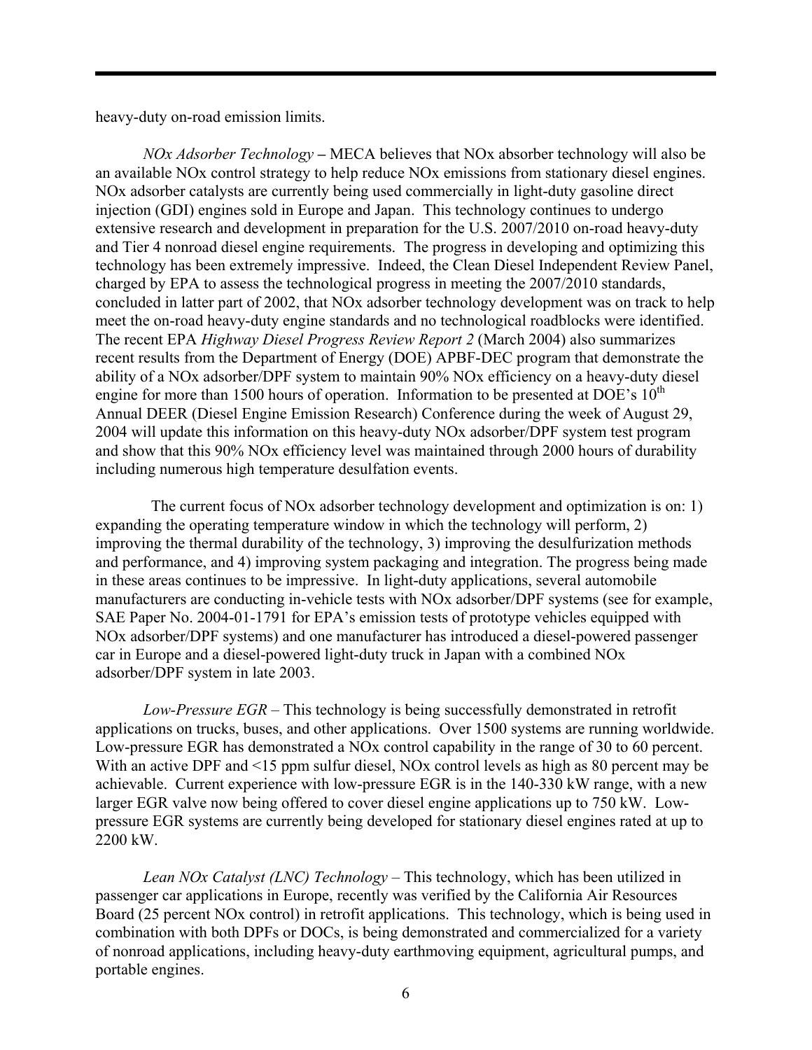heavy-duty on-road emission limits.

*NOx Adsorber Technology* – MECA believes that NOx absorber technology will also be an available NOx control strategy to help reduce NOx emissions from stationary diesel engines. NOx adsorber catalysts are currently being used commercially in light-duty gasoline direct injection (GDI) engines sold in Europe and Japan. This technology continues to undergo extensive research and development in preparation for the U.S. 2007/2010 on-road heavy-duty and Tier 4 nonroad diesel engine requirements. The progress in developing and optimizing this technology has been extremely impressive. Indeed, the Clean Diesel Independent Review Panel, charged by EPA to assess the technological progress in meeting the 2007/2010 standards, concluded in latter part of 2002, that NOx adsorber technology development was on track to help meet the on-road heavy-duty engine standards and no technological roadblocks were identified. The recent EPA *Highway Diesel Progress Review Report 2* (March 2004) also summarizes recent results from the Department of Energy (DOE) APBF-DEC program that demonstrate the ability of a NOx adsorber/DPF system to maintain 90% NOx efficiency on a heavy-duty diesel engine for more than 1500 hours of operation. Information to be presented at DOE's 10th Annual DEER (Diesel Engine Emission Research) Conference during the week of August 29, 2004 will update this information on this heavy-duty NOx adsorber/DPF system test program and show that this 90% NOx efficiency level was maintained through 2000 hours of durability including numerous high temperature desulfation events.

The current focus of NOx adsorber technology development and optimization is on: 1) expanding the operating temperature window in which the technology will perform, 2) improving the thermal durability of the technology, 3) improving the desulfurization methods and performance, and 4) improving system packaging and integration. The progress being made in these areas continues to be impressive. In light-duty applications, several automobile manufacturers are conducting in-vehicle tests with NOx adsorber/DPF systems (see for example, SAE Paper No. 2004-01-1791 for EPA's emission tests of prototype vehicles equipped with NOx adsorber/DPF systems) and one manufacturer has introduced a diesel-powered passenger car in Europe and a diesel-powered light-duty truck in Japan with a combined NOx adsorber/DPF system in late 2003.

*Low-Pressure EGR* – This technology is being successfully demonstrated in retrofit applications on trucks, buses, and other applications. Over 1500 systems are running worldwide. Low-pressure EGR has demonstrated a NOx control capability in the range of 30 to 60 percent. With an active DPF and <15 ppm sulfur diesel, NOx control levels as high as 80 percent may be achievable. Current experience with low-pressure EGR is in the 140-330 kW range, with a new larger EGR valve now being offered to cover diesel engine applications up to 750 kW. Low-pressure EGR systems are currently being developed for stationary diesel engines rated at up to 2200 kW.

*Lean NOx Catalyst (LNC) Technology* – This technology, which has been utilized in passenger car applications in Europe, recently was verified by the California Air Resources Board (25 percent NOx control) in retrofit applications. This technology, which is being used in combination with both DPFs or DOCs, is being demonstrated and commercialized for a variety of nonroad applications, including heavy-duty earthmoving equipment, agricultural pumps, and portable engines.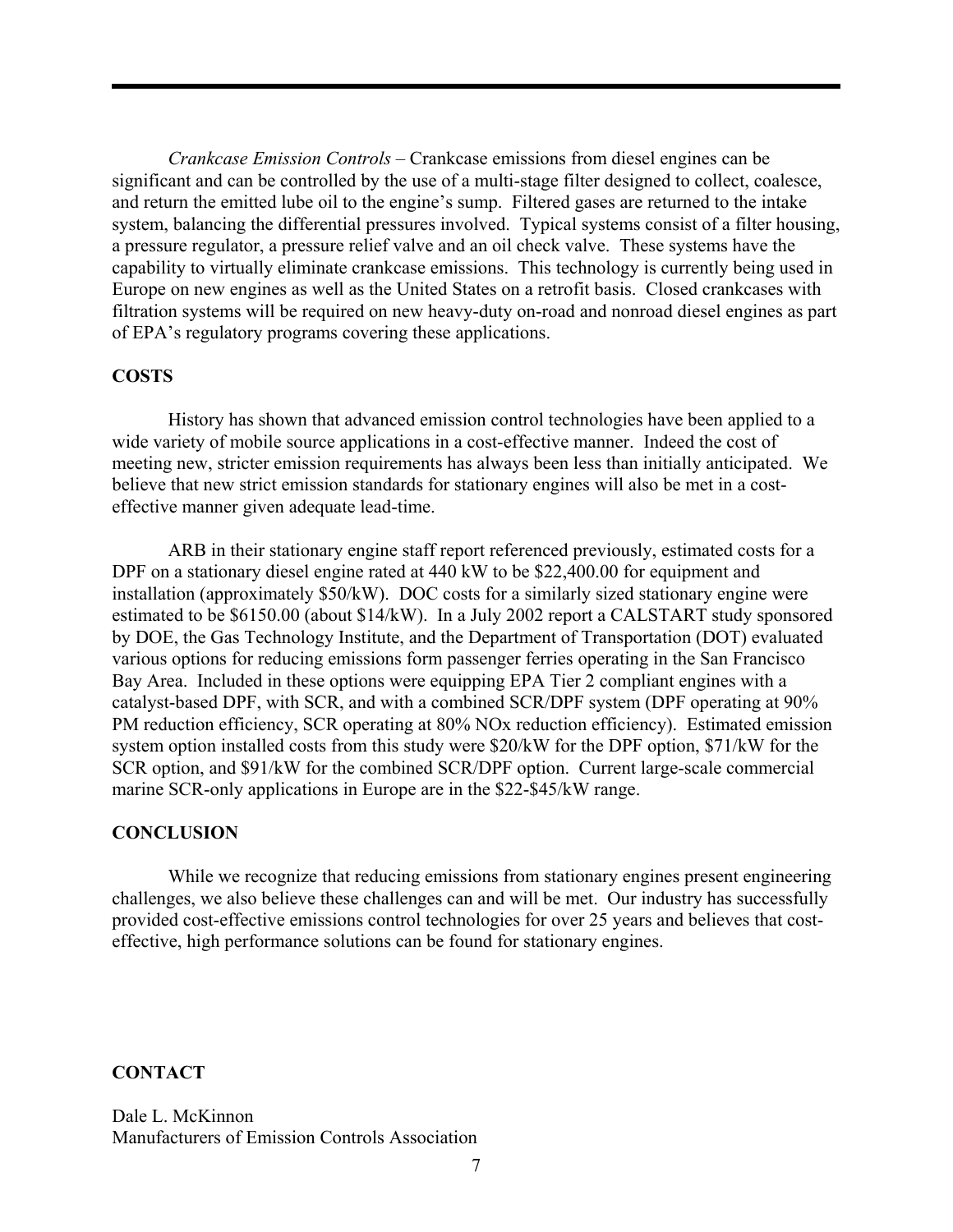*Crankcase Emission Controls* – Crankcase emissions from diesel engines can be significant and can be controlled by the use of a multi-stage filter designed to collect, coalesce, and return the emitted lube oil to the engine's sump. Filtered gases are returned to the intake system, balancing the differential pressures involved. Typical systems consist of a filter housing, a pressure regulator, a pressure relief valve and an oil check valve. These systems have the capability to virtually eliminate crankcase emissions. This technology is currently being used in Europe on new engines as well as the United States on a retrofit basis. Closed crankcases with filtration systems will be required on new heavy-duty on-road and nonroad diesel engines as part of EPA's regulatory programs covering these applications.

## COSTS

History has shown that advanced emission control technologies have been applied to a wide variety of mobile source applications in a cost-effective manner. Indeed the cost of meeting new, stricter emission requirements has always been less than initially anticipated. We believe that new strict emission standards for stationary engines will also be met in a cost-effective manner given adequate lead-time.

ARB in their stationary engine staff report referenced previously, estimated costs for a DPF on a stationary diesel engine rated at 440 kW to be $22,400.00 for equipment and installation (approximately $50/kW). DOC costs for a similarly sized stationary engine were estimated to be $6150.00 (about $14/kW). In a July 2002 report a CALSTART study sponsored by DOE, the Gas Technology Institute, and the Department of Transportation (DOT) evaluated various options for reducing emissions form passenger ferries operating in the San Francisco Bay Area. Included in these options were equipping EPA Tier 2 compliant engines with a catalyst-based DPF, with SCR, and with a combined SCR/DPF system (DPF operating at 90% PM reduction efficiency, SCR operating at 80% NOx reduction efficiency). Estimated emission system option installed costs from this study were $20/kW for the DPF option, $71/kW for the SCR option, and $91/kW for the combined SCR/DPF option. Current large-scale commercial marine SCR-only applications in Europe are in the $22-$45/kW range.

## CONCLUSION

While we recognize that reducing emissions from stationary engines present engineering challenges, we also believe these challenges can and will be met. Our industry has successfully provided cost-effective emissions control technologies for over 25 years and believes that cost-effective, high performance solutions can be found for stationary engines.

## CONTACT

Dale L. McKinnon
Manufacturers of Emission Controls Association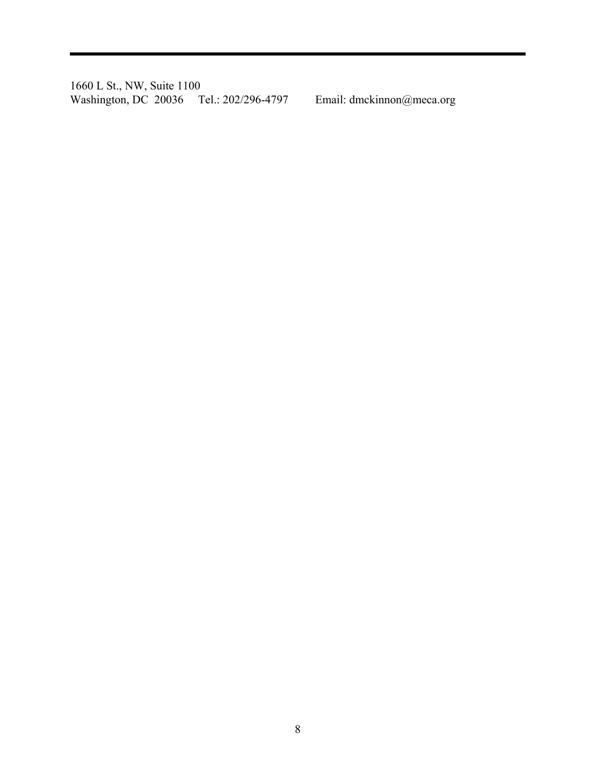1660 L St., NW, Suite 1100
Washington, DC 20036 Tel.: 202/296-4797 Email: dmckinnon@meca.org